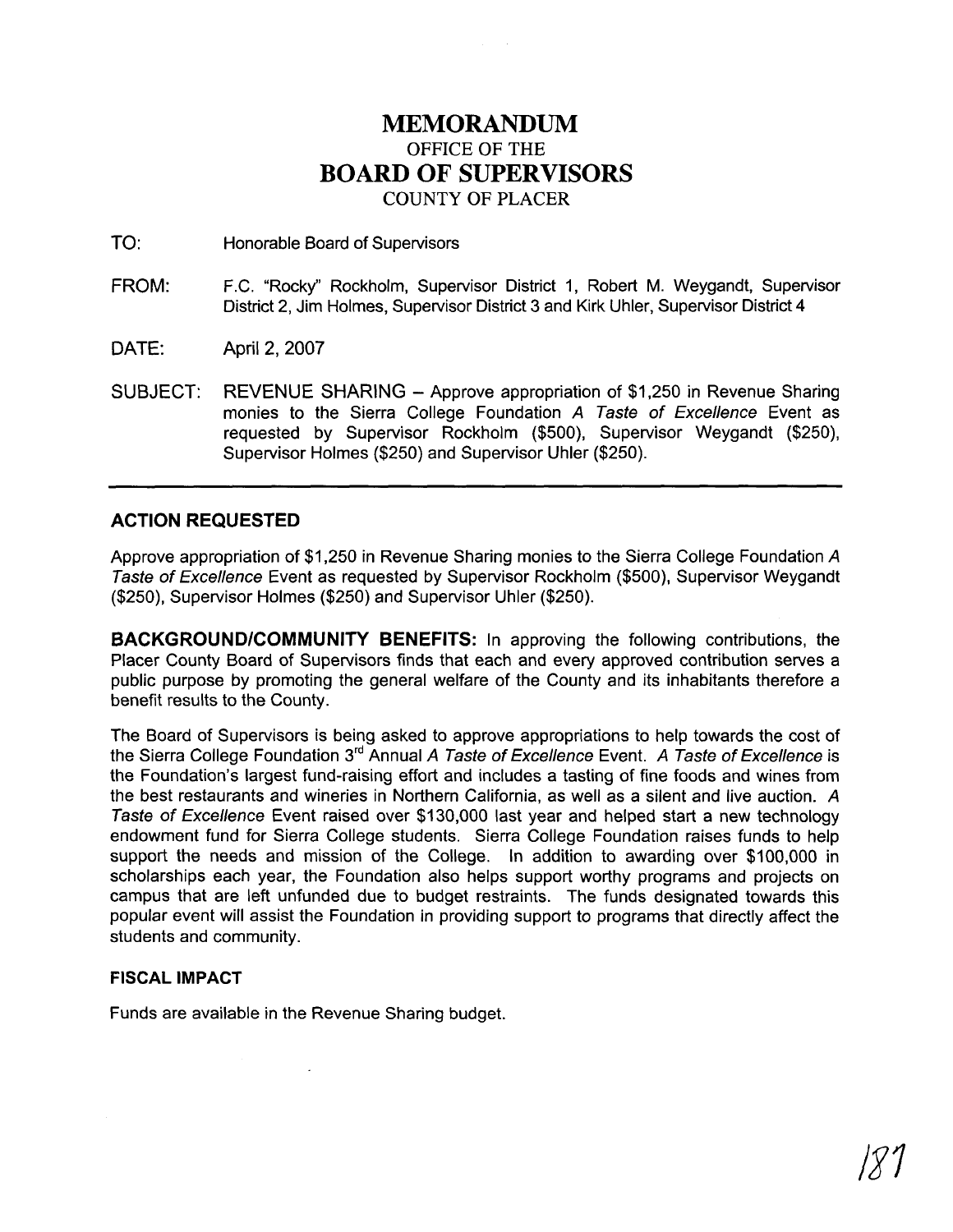# MEMORANDUM
## OFFICE OF THE
# BOARD OF SUPERVISORS
## COUNTY OF PLACER

TO: Honorable Board of Supervisors

FROM: F.C. "Rocky" Rockholm, Supervisor District 1, Robert M. Weygandt, Supervisor District 2, Jim Holmes, Supervisor District 3 and Kirk Uhler, Supervisor District 4

DATE: April 2, 2007

SUBJECT: REVENUE SHARING – Approve appropriation of $1,250 in Revenue Sharing monies to the Sierra College Foundation *A Taste of Excellence* Event as requested by Supervisor Rockholm ($500), Supervisor Weygandt ($250), Supervisor Holmes ($250) and Supervisor Uhler ($250).

---

### ACTION REQUESTED

Approve appropriation of $1,250 in Revenue Sharing monies to the Sierra College Foundation *A Taste of Excellence* Event as requested by Supervisor Rockholm ($500), Supervisor Weygandt ($250), Supervisor Holmes ($250) and Supervisor Uhler ($250).

**BACKGROUND/COMMUNITY BENEFITS:** In approving the following contributions, the Placer County Board of Supervisors finds that each and every approved contribution serves a public purpose by promoting the general welfare of the County and its inhabitants therefore a benefit results to the County.

The Board of Supervisors is being asked to approve appropriations to help towards the cost of the Sierra College Foundation 3rd Annual *A Taste of Excellence* Event. *A Taste of Excellence* is the Foundation's largest fund-raising effort and includes a tasting of fine foods and wines from the best restaurants and wineries in Northern California, as well as a silent and live auction. *A Taste of Excellence* Event raised over $130,000 last year and helped start a new technology endowment fund for Sierra College students. Sierra College Foundation raises funds to help support the needs and mission of the College. In addition to awarding over $100,000 in scholarships each year, the Foundation also helps support worthy programs and projects on campus that are left unfunded due to budget restraints. The funds designated towards this popular event will assist the Foundation in providing support to programs that directly affect the students and community.

### FISCAL IMPACT

Funds are available in the Revenue Sharing budget.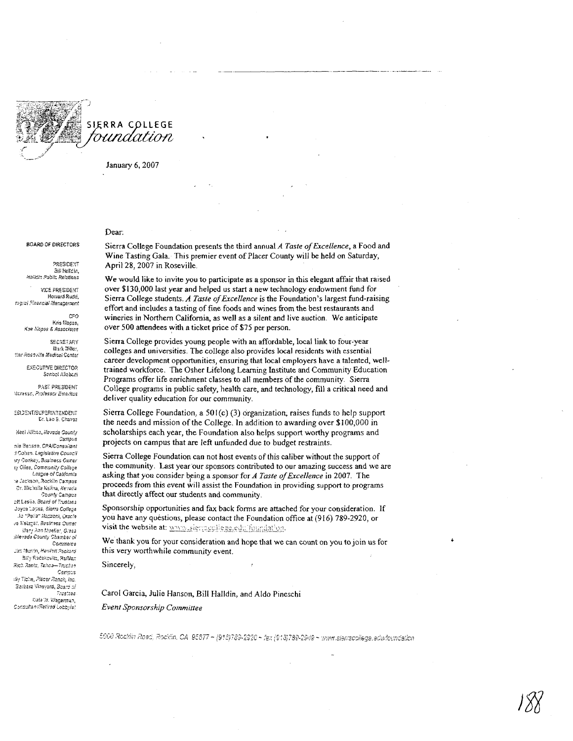SIERRA COLLEGE
*foundation*

January 6, 2007

BOARD OF DIRECTORS

PRESIDENT
Bill Halldin,
*Halldin Public Relations*

VICE PRESIDENT
Howard Rudd,
*Integral Financial Management*

CFO
Kris Mapes,
*Kae Mapes & Associates*

SECRETARY
Mark Miller,
*Sutter Roseville Medical Center*

EXECUTIVE DIRECTOR
Sonbol Aliabadi

PAST PRESIDENT
Maresso, *Professor Emeritus*

PRESIDENT/SUPERINTENDENT
Dr. Leo E. Chavez

Neal Alibea, *Nevada County Campus*
nie Bensen, *CPA/Consultant*
Cohen, *Legislative Council*
ry Conkey, *Business Owner*
y Giles, *Community College League of California*
e Jackson, *Rocklin Campus*
Dr. Michelle Kalina, *Nevada County Campus*
ott Leslie, *Board of Trustees*
Joyce Lopes, *Sierra College*
Jo "Pella" Mazzoni, *Oracle*
e Metzger, *Business Owner*
Mary Ann Mueller, *Grass Valley/Nevada County Chamber of Commerce*
Jim Murrin, *Hewlett Packard*
Billy Radakovitz, *Re/Max*
Rick Rantz, *Tahoe—Truckee Campus*
lly Tiche, *Placer Ranch, Inc.*
Barbara Vineyard, *Board of Trustees*
Dale W. Wagerman, *Consultant/Retired Lobbyist*

Dear:

Sierra College Foundation presents the third annual *A Taste of Excellence*, a Food and Wine Tasting Gala. This premier event of Placer County will be held on Saturday, April 28, 2007 in Roseville.

We would like to invite you to participate as a sponsor in this elegant affair that raised over $130,000 last year and helped us start a new technology endowment fund for Sierra College students. *A Taste of Excellence* is the Foundation's largest fund-raising effort and includes a tasting of fine foods and wines from the best restaurants and wineries in Northern California, as well as a silent and live auction. We anticipate over 500 attendees with a ticket price of $75 per person.

Sierra College provides young people with an affordable, local link to four-year colleges and universities. The college also provides local residents with essential career development opportunities, ensuring that local employers have a talented, well-trained workforce. The Osher Lifelong Learning Institute and Community Education Programs offer life enrichment classes to all members of the community. Sierra College programs in public safety, health care, and technology, fill a critical need and deliver quality education for our community.

Sierra College Foundation, a 501(c) (3) organization, raises funds to help support the needs and mission of the College. In addition to awarding over $100,000 in scholarships each year, the Foundation also helps support worthy programs and projects on campus that are left unfunded due to budget restraints.

Sierra College Foundation can not host events of this caliber without the support of the community. Last year our sponsors contributed to our amazing success and we are asking that you consider being a sponsor for *A Taste of Excellence* in 2007. The proceeds from this event will assist the Foundation in providing support to programs that directly affect our students and community.

Sponsorship opportunities and fax back forms are attached for your consideration. If you have any questions, please contact the Foundation office at (916) 789-2920, or visit the website at: www.sierracollege.edu/foundation.

We thank you for your consideration and hope that we can count on you to join us for this very worthwhile community event.

Sincerely,

Carol Garcia, Julie Hanson, Bill Halldin, and Aldo Pineschi
*Event Sponsorship Committee*

5000 Rocklin Road, Rocklin, CA 95677 ~ (916)789-2920 ~ fax (916)789-2949 ~ www.sierracollege.edu/foundation